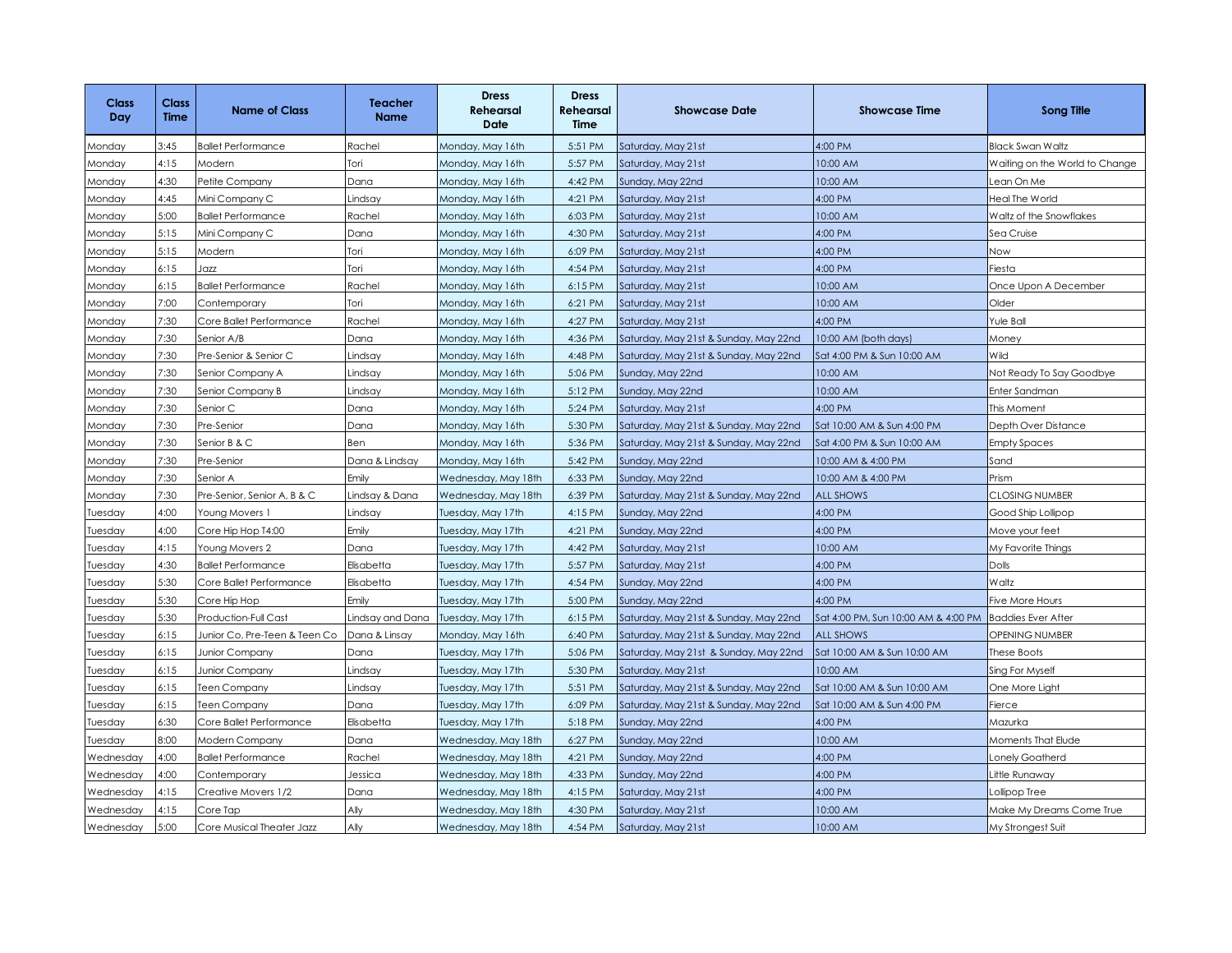| Class Day | Class Time | Name of Class | Teacher Name | Dress Rehearsal Date | Dress Rehearsal Time | Showcase Date | Showcase Time | Song Title |
|---|---|---|---|---|---|---|---|---|
| Monday | 3:45 | Ballet Performance | Rachel | Monday, May 16th | 5:51 PM | Saturday, May 21st | 4:00 PM | Black Swan Waltz |
| Monday | 4:15 | Modern | Tori | Monday, May 16th | 5:57 PM | Saturday, May 21st | 10:00 AM | Waiting on the World to Change |
| Monday | 4:30 | Petite Company | Dana | Monday, May 16th | 4:42 PM | Sunday, May 22nd | 10:00 AM | Lean On Me |
| Monday | 4:45 | Mini Company C | Lindsay | Monday, May 16th | 4:21 PM | Saturday, May 21st | 4:00 PM | Heal The World |
| Monday | 5:00 | Ballet Performance | Rachel | Monday, May 16th | 6:03 PM | Saturday, May 21st | 10:00 AM | Waltz of the Snowflakes |
| Monday | 5:15 | Mini Company C | Dana | Monday, May 16th | 4:30 PM | Saturday, May 21st | 4:00 PM | Sea Cruise |
| Monday | 5:15 | Modern | Tori | Monday, May 16th | 6:09 PM | Saturday, May 21st | 4:00 PM | Now |
| Monday | 6:15 | Jazz | Tori | Monday, May 16th | 4:54 PM | Saturday, May 21st | 4:00 PM | Fiesta |
| Monday | 6:15 | Ballet Performance | Rachel | Monday, May 16th | 6:15 PM | Saturday, May 21st | 10:00 AM | Once Upon A December |
| Monday | 7:00 | Contemporary | Tori | Monday, May 16th | 6:21 PM | Saturday, May 21st | 10:00 AM | Older |
| Monday | 7:30 | Core Ballet Performance | Rachel | Monday, May 16th | 4:27 PM | Saturday, May 21st | 4:00 PM | Yule Ball |
| Monday | 7:30 | Senior A/B | Dana | Monday, May 16th | 4:36 PM | Saturday, May 21st & Sunday, May 22nd | 10:00 AM (both days) | Money |
| Monday | 7:30 | Pre-Senior & Senior C | Lindsay | Monday, May 16th | 4:48 PM | Saturday, May 21st & Sunday, May 22nd | Sat 4:00 PM & Sun 10:00 AM | Wild |
| Monday | 7:30 | Senior Company A | Lindsay | Monday, May 16th | 5:06 PM | Sunday, May 22nd | 10:00 AM | Not Ready To Say Goodbye |
| Monday | 7:30 | Senior Company B | Lindsay | Monday, May 16th | 5:12 PM | Sunday, May 22nd | 10:00 AM | Enter Sandman |
| Monday | 7:30 | Senior C | Dana | Monday, May 16th | 5:24 PM | Saturday, May 21st | 4:00 PM | This Moment |
| Monday | 7:30 | Pre-Senior | Dana | Monday, May 16th | 5:30 PM | Saturday, May 21st & Sunday, May 22nd | Sat 10:00 AM & Sun 4:00 PM | Depth Over Distance |
| Monday | 7:30 | Senior B & C | Ben | Monday, May 16th | 5:36 PM | Saturday, May 21st & Sunday, May 22nd | Sat 4:00 PM & Sun 10:00 AM | Empty Spaces |
| Monday | 7:30 | Pre-Senior | Dana & Lindsay | Monday, May 16th | 5:42 PM | Sunday, May 22nd | 10:00 AM & 4:00 PM | Sand |
| Monday | 7:30 | Senior A | Emily | Wednesday, May 18th | 6:33 PM | Sunday, May 22nd | 10:00 AM & 4:00 PM | Prism |
| Monday | 7:30 | Pre-Senior, Senior A, B & C | Lindsay & Dana | Wednesday, May 18th | 6:39 PM | Saturday, May 21st & Sunday, May 22nd | ALL SHOWS | CLOSING NUMBER |
| Tuesday | 4:00 | Young Movers 1 | Lindsay | Tuesday, May 17th | 4:15 PM | Sunday, May 22nd | 4:00 PM | Good Ship Lollipop |
| Tuesday | 4:00 | Core Hip Hop T4:00 | Emily | Tuesday, May 17th | 4:21 PM | Sunday, May 22nd | 4:00 PM | Move your feet |
| Tuesday | 4:15 | Young Movers 2 | Dana | Tuesday, May 17th | 4:42 PM | Saturday, May 21st | 10:00 AM | My Favorite Things |
| Tuesday | 4:30 | Ballet Performance | Elisabetta | Tuesday, May 17th | 5:57 PM | Saturday, May 21st | 4:00 PM | Dolls |
| Tuesday | 5:30 | Core Ballet Performance | Elisabetta | Tuesday, May 17th | 4:54 PM | Sunday, May 22nd | 4:00 PM | Waltz |
| Tuesday | 5:30 | Core Hip Hop | Emily | Tuesday, May 17th | 5:00 PM | Sunday, May 22nd | 4:00 PM | Five More Hours |
| Tuesday | 5:30 | Production-Full Cast | Lindsay and Dana | Tuesday, May 17th | 6:15 PM | Saturday, May 21st & Sunday, May 22nd | Sat 4:00 PM, Sun 10:00 AM & 4:00 PM | Baddies Ever After |
| Tuesday | 6:15 | Junior Co, Pre-Teen & Teen Co | Dana & Linsay | Monday, May 16th | 6:40 PM | Saturday, May 21st & Sunday, May 22nd | ALL SHOWS | OPENING NUMBER |
| Tuesday | 6:15 | Junior Company | Dana | Tuesday, May 17th | 5:06 PM | Saturday, May 21st & Sunday, May 22nd | Sat 10:00 AM & Sun 10:00 AM | These Boots |
| Tuesday | 6:15 | Junior Company | Lindsay | Tuesday, May 17th | 5:30 PM | Saturday, May 21st | 10:00 AM | Sing For Myself |
| Tuesday | 6:15 | Teen Company | Lindsay | Tuesday, May 17th | 5:51 PM | Saturday, May 21st & Sunday, May 22nd | Sat 10:00 AM & Sun 10:00 AM | One More Light |
| Tuesday | 6:15 | Teen Company | Dana | Tuesday, May 17th | 6:09 PM | Saturday, May 21st & Sunday, May 22nd | Sat 10:00 AM & Sun 4:00 PM | Fierce |
| Tuesday | 6:30 | Core Ballet Performance | Elisabetta | Tuesday, May 17th | 5:18 PM | Sunday, May 22nd | 4:00 PM | Mazurka |
| Tuesday | 8:00 | Modern Company | Dana | Wednesday, May 18th | 6:27 PM | Sunday, May 22nd | 10:00 AM | Moments That Elude |
| Wednesday | 4:00 | Ballet Performance | Rachel | Wednesday, May 18th | 4:21 PM | Sunday, May 22nd | 4:00 PM | Lonely Goatherd |
| Wednesday | 4:00 | Contemporary | Jessica | Wednesday, May 18th | 4:33 PM | Sunday, May 22nd | 4:00 PM | Little Runaway |
| Wednesday | 4:15 | Creative Movers 1/2 | Dana | Wednesday, May 18th | 4:15 PM | Saturday, May 21st | 4:00 PM | Lollipop Tree |
| Wednesday | 4:15 | Core Tap | Ally | Wednesday, May 18th | 4:30 PM | Saturday, May 21st | 10:00 AM | Make My Dreams Come True |
| Wednesday | 5:00 | Core Musical Theater Jazz | Ally | Wednesday, May 18th | 4:54 PM | Saturday, May 21st | 10:00 AM | My Strongest Suit |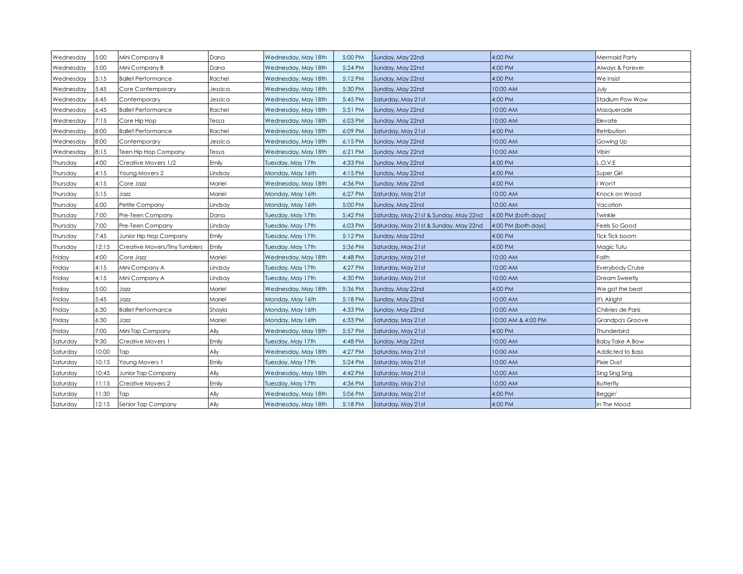| | | | | | | | | |
|---|---|---|---|---|---|---|---|---|
| Wednesday | 5:00 | Mini Company B | Dana | Wednesday, May 18th | 5:00 PM | Sunday, May 22nd | 4:00 PM | Mermaid Party |
| Wednesday | 5:00 | Mini Company B | Dana | Wednesday, May 18th | 5:24 PM | Sunday, May 22nd | 4:00 PM | Always & Forever |
| Wednesday | 5:15 | Ballet Performance | Rachel | Wednesday, May 18th | 5:12 PM | Sunday, May 22nd | 4:00 PM | We Insist |
| Wednesday | 5:45 | Core Contemporary | Jessica | Wednesday, May 18th | 5:30 PM | Sunday, May 22nd | 10:00 AM | July |
| Wednesday | 6:45 | Contemporary | Jessica | Wednesday, May 18th | 5:45 PM | Saturday, May 21st | 4:00 PM | Stadium Pow Wow |
| Wednesday | 6:45 | Ballet Performance | Rachel | Wednesday, May 18th | 5:51 PM | Sunday, May 22nd | 10:00 AM | Masquerade |
| Wednesday | 7:15 | Core Hip Hop | Tessa | Wednesday, May 18th | 6:03 PM | Sunday, May 22nd | 10:00 AM | Elevate |
| Wednesday | 8:00 | Ballet Performance | Rachel | Wednesday, May 18th | 6:09 PM | Saturday, May 21st | 4:00 PM | Retribution |
| Wednesday | 8:00 | Contemporary | Jessica | Wednesday, May 18th | 6:15 PM | Sunday, May 22nd | 10:00 AM | Gowing Up |
| Wednesday | 8:15 | Teen Hip Hop Company | Tessa | Wednesday, May 18th | 6:21 PM | Sunday, May 22nd | 10:00 AM | Vibin' |
| Thursday | 4:00 | Creative Movers 1/2 | Emily | Tuesday, May 17th | 4:33 PM | Sunday, May 22nd | 4:00 PM | L.O.V.E |
| Thursday | 4:15 | Young Movers 2 | Lindsay | Monday, May 16th | 4:15 PM | Sunday, May 22nd | 4:00 PM | Super Girl |
| Thursday | 4:15 | Core Jazz | Mariel | Wednesday, May 18th | 4:36 PM | Sunday, May 22nd | 4:00 PM | I Won't |
| Thursday | 5:15 | Jazz | Mariel | Monday, May 16th | 6:27 PM | Saturday, May 21st | 10:00 AM | Knock on Wood |
| Thursday | 6:00 | Petite Company | Lindsay | Monday, May 16th | 5:00 PM | Sunday, May 22nd | 10:00 AM | Vacation |
| Thursday | 7:00 | Pre-Teen Company | Dana | Tuesday, May 17th | 5:42 PM | Saturday, May 21st & Sunday, May 22nd | 4:00 PM (both days) | Twinkle |
| Thursday | 7:00 | Pre-Teen Company | Lindsay | Tuesday, May 17th | 6:03 PM | Saturday, May 21st & Sunday, May 22nd | 4:00 PM (both days) | Feels So Good |
| Thursday | 7:45 | Junior Hip Hop Company | Emily | Tuesday, May 17th | 5:12 PM | Sunday, May 22nd | 4:00 PM | Tick Tick boom |
| Thursday | 12:15 | Creative Movers/Tiny Tumblers | Emily | Tuesday, May 17th | 5:36 PM | Saturday, May 21st | 4:00 PM | Magic Tutu |
| Friday | 4:00 | Core Jazz | Mariel | Wednesday, May 18th | 4:48 PM | Saturday, May 21st | 10:00 AM | Faith |
| Friday | 4:15 | Mini Company A | Lindsay | Tuesday, May 17th | 4:27 PM | Saturday, May 21st | 10:00 AM | Everybody Cruise |
| Friday | 4:15 | Mini Company A | Lindsay | Tuesday, May 17th | 4:30 PM | Saturday, May 21st | 10:00 AM | Dream Sweetly |
| Friday | 5:00 | Jazz | Mariel | Wednesday, May 18th | 5:36 PM | Sunday, May 22nd | 4:00 PM | We got the beat |
| Friday | 5:45 | Jazz | Mariel | Monday, May 16th | 5:18 PM | Sunday, May 22nd | 10:00 AM | It's Alright |
| Friday | 6:30 | Ballet Performance | Shayla | Monday, May 16th | 4:33 PM | Sunday, May 22nd | 10:00 AM | Chéries de Paris |
| Friday | 6:30 | Jazz | Mariel | Monday, May 16th | 6:33 PM | Saturday, May 21st | 10:00 AM & 4:00 PM | Grandpa's Groove |
| Friday | 7:00 | Mini Tap Company | Ally | Wednesday, May 18th | 5:57 PM | Saturday, May 21st | 4:00 PM | Thunderbird |
| Saturday | 9:30 | Creative Movers 1 | Emily | Tuesday, May 17th | 4:48 PM | Sunday, May 22nd | 10:00 AM | Baby Take A Bow |
| Saturday | 10:00 | Tap | Ally | Wednesday, May 18th | 4:27 PM | Saturday, May 21st | 10:00 AM | Addicted to Bass |
| Saturday | 10:15 | Young Movers 1 | Emily | Tuesday, May 17th | 5:24 PM | Saturday, May 21st | 10:00 AM | Pixie Dust |
| Saturday | 10:45 | Junior Tap Company | Ally | Wednesday, May 18th | 4:42 PM | Saturday, May 21st | 10:00 AM | Sing Sing Sing |
| Saturday | 11:15 | Creative Movers 2 | Emily | Tuesday, May 17th | 4:36 PM | Saturday, May 21st | 10:00 AM | Butterfly |
| Saturday | 11:30 | Tap | Ally | Wednesday, May 18th | 5:06 PM | Saturday, May 21st | 4:00 PM | Beggin' |
| Saturday | 12:15 | Senior Tap Company | Ally | Wednesday, May 18th | 5:18 PM | Saturday, May 21st | 4:00 PM | In The Mood |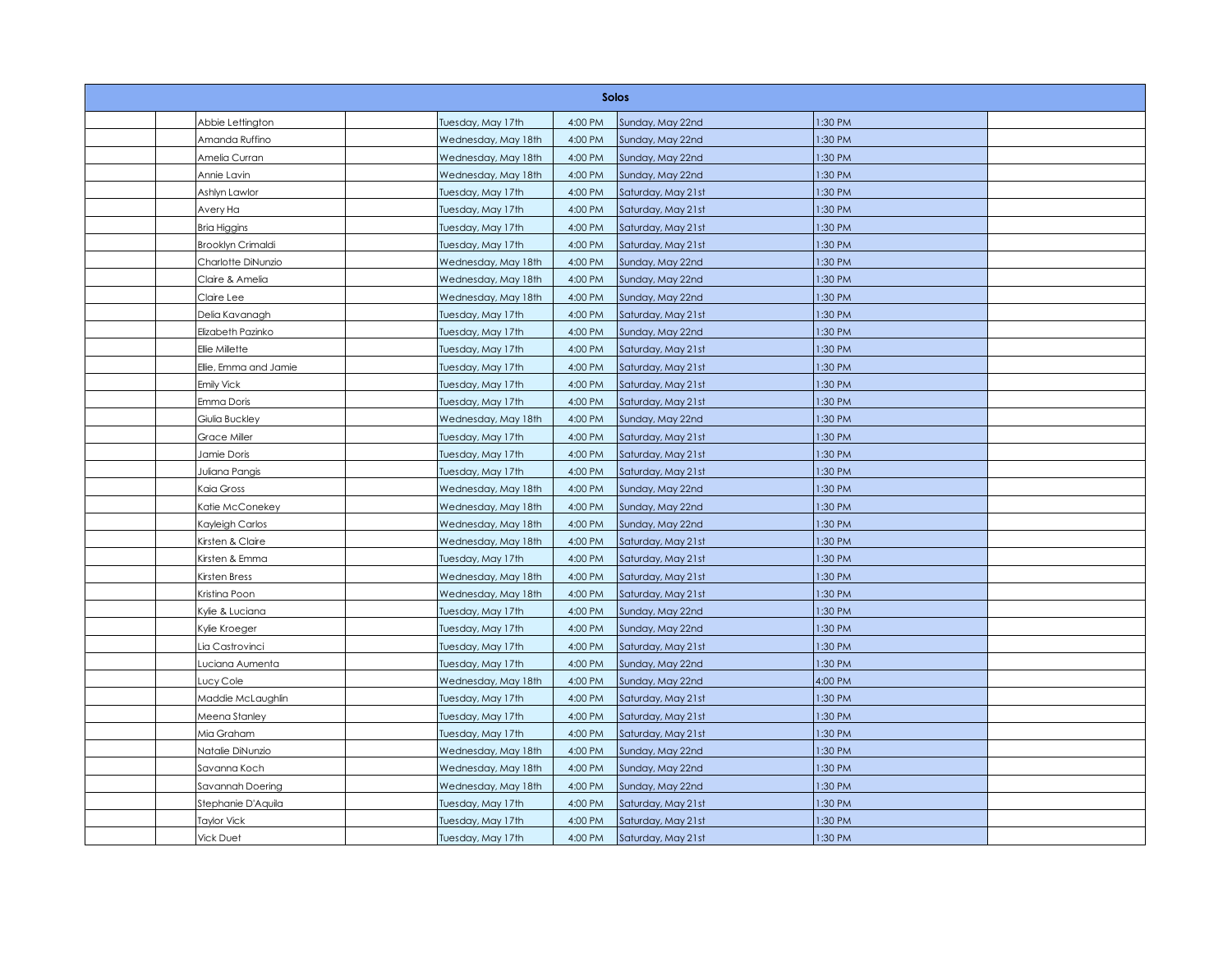| Solos | | | | | | | | |
|---|---|---|---|---|---|---|---|---|
| | Abbie Lettington | | Tuesday, May 17th | 4:00 PM | Sunday, May 22nd | 1:30 PM | | |
| | Amanda Ruffino | | Wednesday, May 18th | 4:00 PM | Sunday, May 22nd | 1:30 PM | | |
| | Amelia Curran | | Wednesday, May 18th | 4:00 PM | Sunday, May 22nd | 1:30 PM | | |
| | Annie Lavin | | Wednesday, May 18th | 4:00 PM | Sunday, May 22nd | 1:30 PM | | |
| | Ashlyn Lawlor | | Tuesday, May 17th | 4:00 PM | Saturday, May 21st | 1:30 PM | | |
| | Avery Ha | | Tuesday, May 17th | 4:00 PM | Saturday, May 21st | 1:30 PM | | |
| | Bria Higgins | | Tuesday, May 17th | 4:00 PM | Saturday, May 21st | 1:30 PM | | |
| | Brooklyn Crimaldi | | Tuesday, May 17th | 4:00 PM | Saturday, May 21st | 1:30 PM | | |
| | Charlotte DiNunzio | | Wednesday, May 18th | 4:00 PM | Sunday, May 22nd | 1:30 PM | | |
| | Claire & Amelia | | Wednesday, May 18th | 4:00 PM | Sunday, May 22nd | 1:30 PM | | |
| | Claire Lee | | Wednesday, May 18th | 4:00 PM | Sunday, May 22nd | 1:30 PM | | |
| | Delia Kavanagh | | Tuesday, May 17th | 4:00 PM | Saturday, May 21st | 1:30 PM | | |
| | Elizabeth Pazinko | | Tuesday, May 17th | 4:00 PM | Sunday, May 22nd | 1:30 PM | | |
| | Ellie Millette | | Tuesday, May 17th | 4:00 PM | Saturday, May 21st | 1:30 PM | | |
| | Ellie, Emma and Jamie | | Tuesday, May 17th | 4:00 PM | Saturday, May 21st | 1:30 PM | | |
| | Emily Vick | | Tuesday, May 17th | 4:00 PM | Saturday, May 21st | 1:30 PM | | |
| | Emma Doris | | Tuesday, May 17th | 4:00 PM | Saturday, May 21st | 1:30 PM | | |
| | Giulia Buckley | | Wednesday, May 18th | 4:00 PM | Sunday, May 22nd | 1:30 PM | | |
| | Grace Miller | | Tuesday, May 17th | 4:00 PM | Saturday, May 21st | 1:30 PM | | |
| | Jamie Doris | | Tuesday, May 17th | 4:00 PM | Saturday, May 21st | 1:30 PM | | |
| | Juliana Pangis | | Tuesday, May 17th | 4:00 PM | Saturday, May 21st | 1:30 PM | | |
| | Kaia Gross | | Wednesday, May 18th | 4:00 PM | Sunday, May 22nd | 1:30 PM | | |
| | Katie McConekey | | Wednesday, May 18th | 4:00 PM | Sunday, May 22nd | 1:30 PM | | |
| | Kayleigh Carlos | | Wednesday, May 18th | 4:00 PM | Sunday, May 22nd | 1:30 PM | | |
| | Kirsten & Claire | | Wednesday, May 18th | 4:00 PM | Saturday, May 21st | 1:30 PM | | |
| | Kirsten & Emma | | Tuesday, May 17th | 4:00 PM | Saturday, May 21st | 1:30 PM | | |
| | Kirsten Bress | | Wednesday, May 18th | 4:00 PM | Saturday, May 21st | 1:30 PM | | |
| | Kristina Poon | | Wednesday, May 18th | 4:00 PM | Saturday, May 21st | 1:30 PM | | |
| | Kylie & Luciana | | Tuesday, May 17th | 4:00 PM | Sunday, May 22nd | 1:30 PM | | |
| | Kylie Kroeger | | Tuesday, May 17th | 4:00 PM | Sunday, May 22nd | 1:30 PM | | |
| | Lia Castrovinci | | Tuesday, May 17th | 4:00 PM | Saturday, May 21st | 1:30 PM | | |
| | Luciana Aumenta | | Tuesday, May 17th | 4:00 PM | Sunday, May 22nd | 1:30 PM | | |
| | Lucy Cole | | Wednesday, May 18th | 4:00 PM | Sunday, May 22nd | 4:00 PM | | |
| | Maddie McLaughlin | | Tuesday, May 17th | 4:00 PM | Saturday, May 21st | 1:30 PM | | |
| | Meena Stanley | | Tuesday, May 17th | 4:00 PM | Saturday, May 21st | 1:30 PM | | |
| | Mia Graham | | Tuesday, May 17th | 4:00 PM | Saturday, May 21st | 1:30 PM | | |
| | Natalie DiNunzio | | Wednesday, May 18th | 4:00 PM | Sunday, May 22nd | 1:30 PM | | |
| | Savanna Koch | | Wednesday, May 18th | 4:00 PM | Sunday, May 22nd | 1:30 PM | | |
| | Savannah Doering | | Wednesday, May 18th | 4:00 PM | Sunday, May 22nd | 1:30 PM | | |
| | Stephanie D'Aquila | | Tuesday, May 17th | 4:00 PM | Saturday, May 21st | 1:30 PM | | |
| | Taylor Vick | | Tuesday, May 17th | 4:00 PM | Saturday, May 21st | 1:30 PM | | |
| | Vick Duet | | Tuesday, May 17th | 4:00 PM | Saturday, May 21st | 1:30 PM | | |